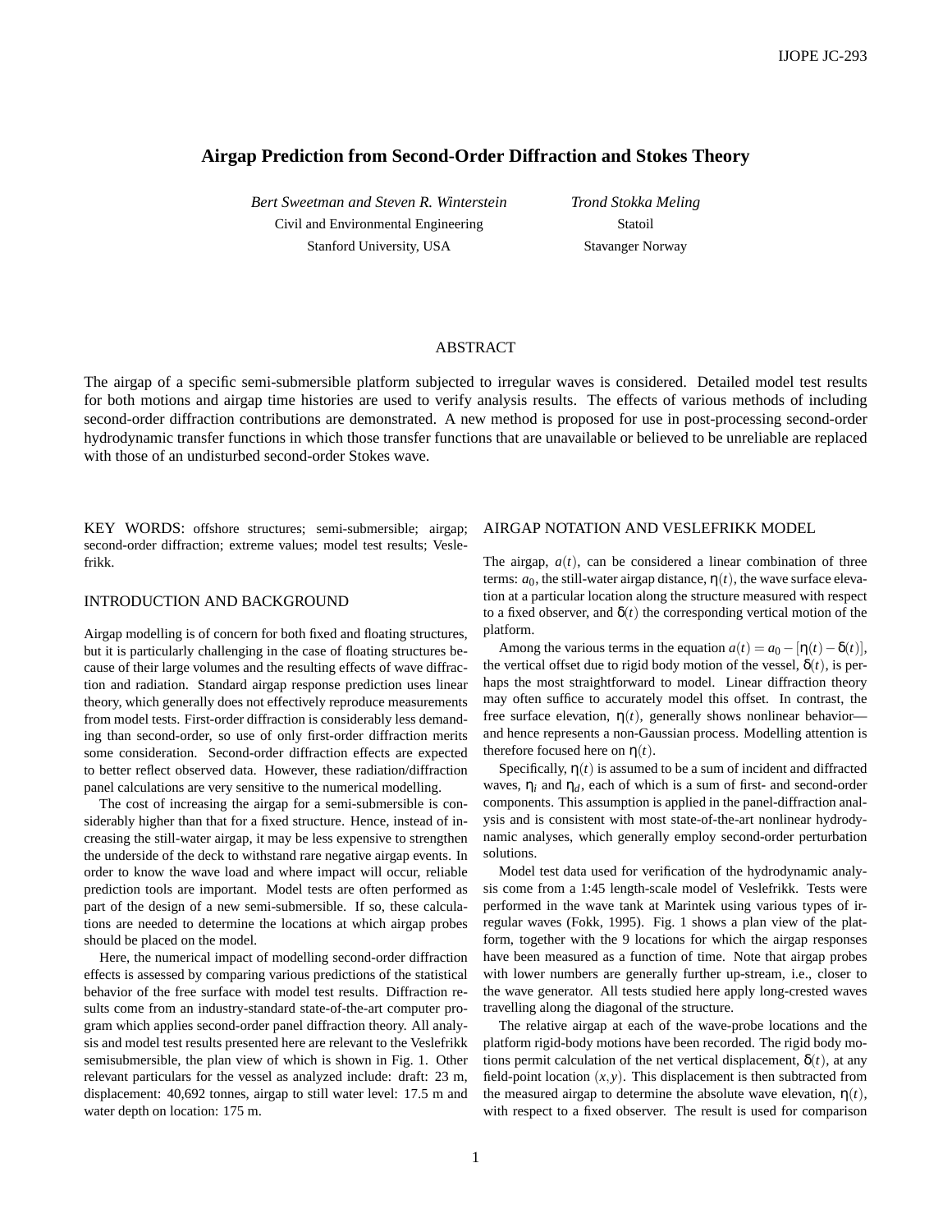# Airgap Prediction from Second-Order Diffraction and Stokes Theory

*Bert Sweetman and Steven R. Winterstein*
Civil and Environmental Engineering
Stanford University, USA

*Trond Stokka Meling*
Statoil
Stavanger Norway

## ABSTRACT

The airgap of a specific semi-submersible platform subjected to irregular waves is considered. Detailed model test results for both motions and airgap time histories are used to verify analysis results. The effects of various methods of including second-order diffraction contributions are demonstrated. A new method is proposed for use in post-processing second-order hydrodynamic transfer functions in which those transfer functions that are unavailable or believed to be unreliable are replaced with those of an undisturbed second-order Stokes wave.

KEY WORDS: offshore structures; semi-submersible; airgap; second-order diffraction; extreme values; model test results; Veslefrikk.

## INTRODUCTION AND BACKGROUND

Airgap modelling is of concern for both fixed and floating structures, but it is particularly challenging in the case of floating structures because of their large volumes and the resulting effects of wave diffraction and radiation. Standard airgap response prediction uses linear theory, which generally does not effectively reproduce measurements from model tests. First-order diffraction is considerably less demanding than second-order, so use of only first-order diffraction merits some consideration. Second-order diffraction effects are expected to better reflect observed data. However, these radiation/diffraction panel calculations are very sensitive to the numerical modelling.

The cost of increasing the airgap for a semi-submersible is considerably higher than that for a fixed structure. Hence, instead of increasing the still-water airgap, it may be less expensive to strengthen the underside of the deck to withstand rare negative airgap events. In order to know the wave load and where impact will occur, reliable prediction tools are important. Model tests are often performed as part of the design of a new semi-submersible. If so, these calculations are needed to determine the locations at which airgap probes should be placed on the model.

Here, the numerical impact of modelling second-order diffraction effects is assessed by comparing various predictions of the statistical behavior of the free surface with model test results. Diffraction results come from an industry-standard state-of-the-art computer program which applies second-order panel diffraction theory. All analysis and model test results presented here are relevant to the Veslefrikk semisubmersible, the plan view of which is shown in Fig. 1. Other relevant particulars for the vessel as analyzed include: draft: 23 m, displacement: 40,692 tonnes, airgap to still water level: 17.5 m and water depth on location: 175 m.

## AIRGAP NOTATION AND VESLEFRIKK MODEL

The airgap, $a(t)$, can be considered a linear combination of three terms: $a_0$, the still-water airgap distance, $\eta(t)$, the wave surface elevation at a particular location along the structure measured with respect to a fixed observer, and $\delta(t)$ the corresponding vertical motion of the platform.

Among the various terms in the equation $a(t) = a_0 - [\eta(t) - \delta(t)]$, the vertical offset due to rigid body motion of the vessel, $\delta(t)$, is perhaps the most straightforward to model. Linear diffraction theory may often suffice to accurately model this offset. In contrast, the free surface elevation, $\eta(t)$, generally shows nonlinear behavior—and hence represents a non-Gaussian process. Modelling attention is therefore focused here on $\eta(t)$.

Specifically, $\eta(t)$ is assumed to be a sum of incident and diffracted waves, $\eta_i$ and $\eta_d$, each of which is a sum of first- and second-order components. This assumption is applied in the panel-diffraction analysis and is consistent with most state-of-the-art nonlinear hydrodynamic analyses, which generally employ second-order perturbation solutions.

Model test data used for verification of the hydrodynamic analysis come from a 1:45 length-scale model of Veslefrikk. Tests were performed in the wave tank at Marintek using various types of irregular waves (Fokk, 1995). Fig. 1 shows a plan view of the platform, together with the 9 locations for which the airgap responses have been measured as a function of time. Note that airgap probes with lower numbers are generally further up-stream, i.e., closer to the wave generator. All tests studied here apply long-crested waves travelling along the diagonal of the structure.

The relative airgap at each of the wave-probe locations and the platform rigid-body motions have been recorded. The rigid body motions permit calculation of the net vertical displacement, $\delta(t)$, at any field-point location $(x, y)$. This displacement is then subtracted from the measured airgap to determine the absolute wave elevation, $\eta(t)$, with respect to a fixed observer. The result is used for comparison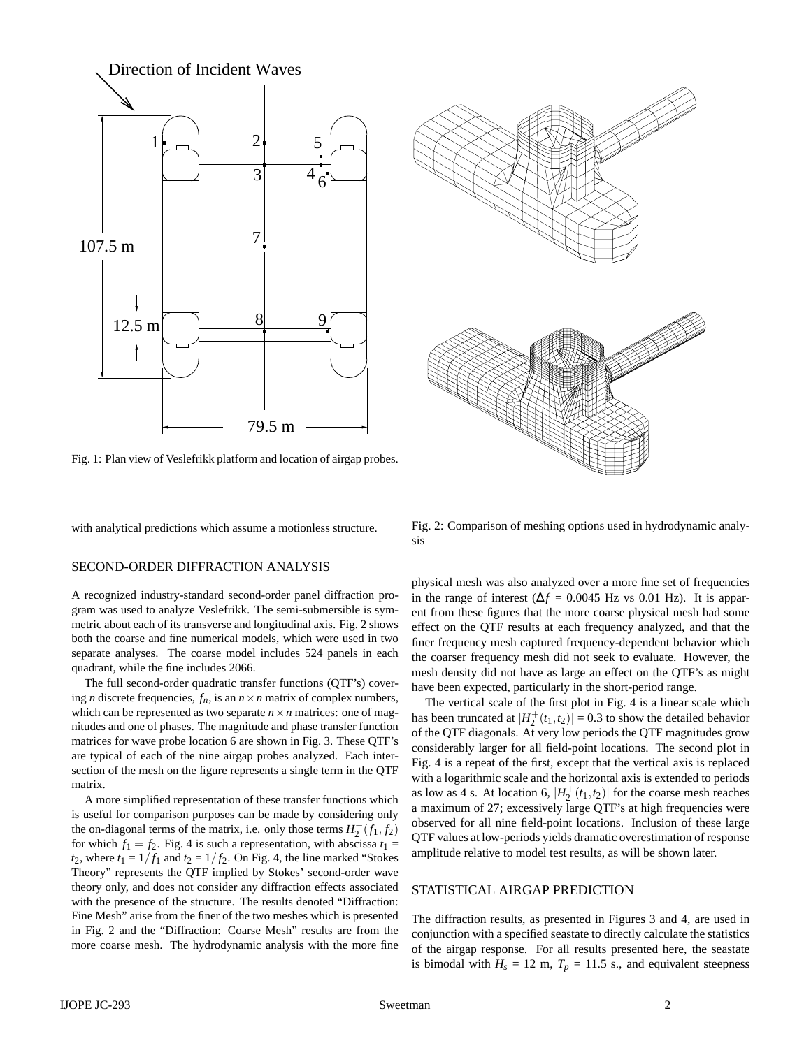Fig. 1: Plan view of Veslefrikk platform and location of airgap probes.

Fig. 2: Comparison of meshing options used in hydrodynamic analysis

with analytical predictions which assume a motionless structure.

## SECOND-ORDER DIFFRACTION ANALYSIS

A recognized industry-standard second-order panel diffraction program was used to analyze Veslefrikk. The semi-submersible is symmetric about each of its transverse and longitudinal axis. Fig. 2 shows both the coarse and fine numerical models, which were used in two separate analyses. The coarse model includes 524 panels in each quadrant, while the fine includes 2066.

The full second-order quadratic transfer functions (QTF's) covering $n$ discrete frequencies, $f_n$, is an $n \times n$ matrix of complex numbers, which can be represented as two separate $n \times n$ matrices: one of magnitudes and one of phases. The magnitude and phase transfer function matrices for wave probe location 6 are shown in Fig. 3. These QTF's are typical of each of the nine airgap probes analyzed. Each intersection of the mesh on the figure represents a single term in the QTF matrix.

A more simplified representation of these transfer functions which is useful for comparison purposes can be made by considering only the on-diagonal terms of the matrix, i.e. only those terms $H_2^+(f_1, f_2)$ for which $f_1 = f_2$. Fig. 4 is such a representation, with abscissa $t_1 = t_2$, where $t_1 = 1/f_1$ and $t_2 = 1/f_2$. On Fig. 4, the line marked "Stokes Theory" represents the QTF implied by Stokes' second-order wave theory only, and does not consider any diffraction effects associated with the presence of the structure. The results denoted "Diffraction: Fine Mesh" arise from the finer of the two meshes which is presented in Fig. 2 and the "Diffraction: Coarse Mesh" results are from the more coarse mesh. The hydrodynamic analysis with the more fine physical mesh was also analyzed over a more fine set of frequencies in the range of interest ($\Delta f$ = 0.0045 Hz vs 0.01 Hz). It is apparent from these figures that the more coarse physical mesh had some effect on the QTF results at each frequency analyzed, and that the finer frequency mesh captured frequency-dependent behavior which the coarser frequency mesh did not seek to evaluate. However, the mesh density did not have as large an effect on the QTF's as might have been expected, particularly in the short-period range.

The vertical scale of the first plot in Fig. 4 is a linear scale which has been truncated at $|H_2^+(t_1,t_2)| = 0.3$ to show the detailed behavior of the QTF diagonals. At very low periods the QTF magnitudes grow considerably larger for all field-point locations. The second plot in Fig. 4 is a repeat of the first, except that the vertical axis is replaced with a logarithmic scale and the horizontal axis is extended to periods as low as 4 s. At location 6, $|H_2^+(t_1,t_2)|$ for the coarse mesh reaches a maximum of 27; excessively large QTF's at high frequencies were observed for all nine field-point locations. Inclusion of these large QTF values at low-periods yields dramatic overestimation of response amplitude relative to model test results, as will be shown later.

## STATISTICAL AIRGAP PREDICTION

The diffraction results, as presented in Figures 3 and 4, are used in conjunction with a specified seastate to directly calculate the statistics of the airgap response. For all results presented here, the seastate is bimodal with $H_s$ = 12 m, $T_p$ = 11.5 s., and equivalent steepness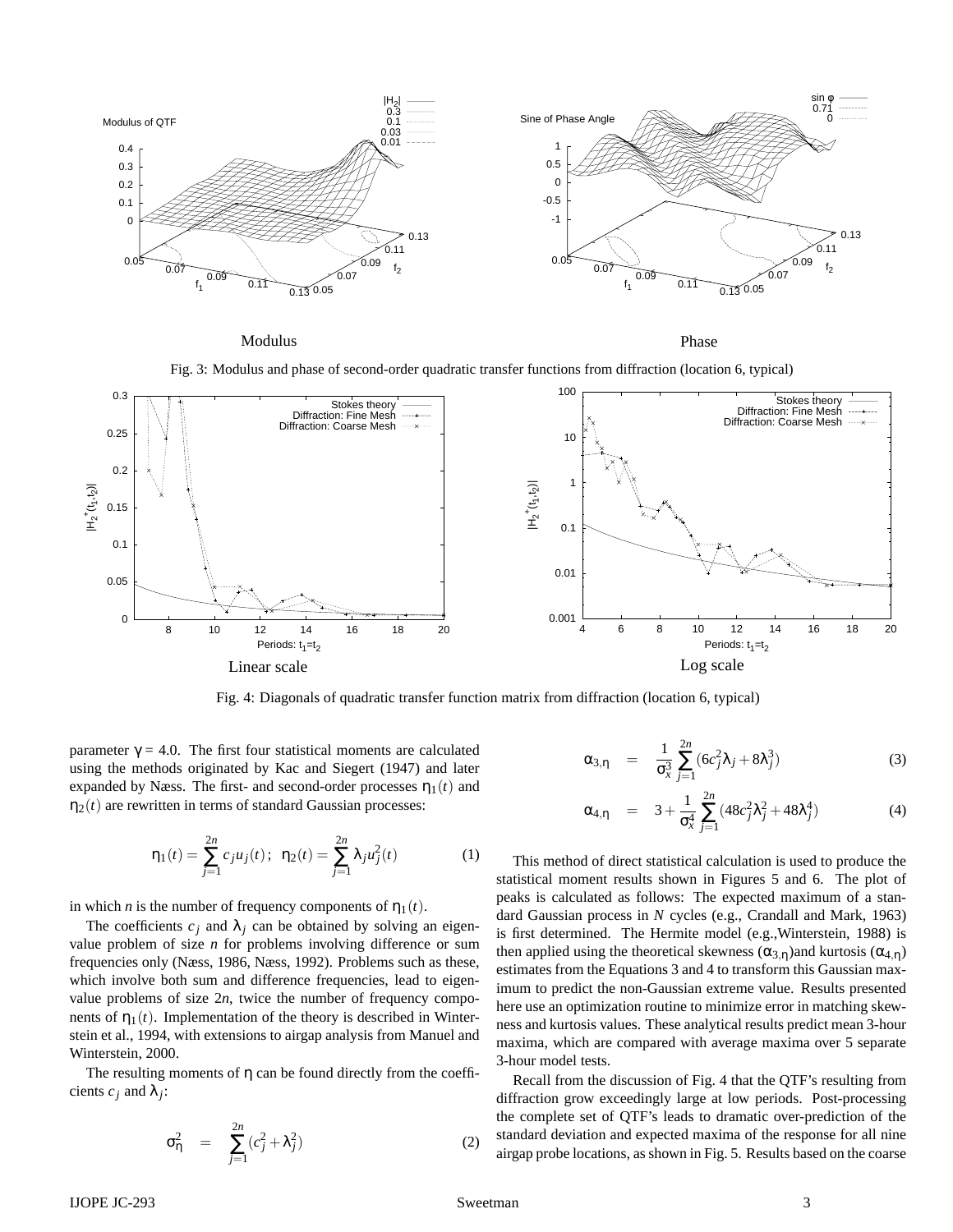Modulus Phase

Fig. 3: Modulus and phase of second-order quadratic transfer functions from diffraction (location 6, typical)

Linear scale Log scale

Fig. 4: Diagonals of quadratic transfer function matrix from diffraction (location 6, typical)

parameter $\gamma = 4.0$. The first four statistical moments are calculated using the methods originated by Kac and Siegert (1947) and later expanded by Næss. The first- and second-order processes $\eta_1(t)$ and $\eta_2(t)$ are rewritten in terms of standard Gaussian processes:

$$\eta_1(t) = \sum_{j=1}^{2n} c_j u_j(t)\,; \quad \eta_2(t) = \sum_{j=1}^{2n} \lambda_j u_j^2(t) \tag{1}$$

in which $n$ is the number of frequency components of $\eta_1(t)$.

The coefficients $c_j$ and $\lambda_j$ can be obtained by solving an eigenvalue problem of size $n$ for problems involving difference or sum frequencies only (Næss, 1986, Næss, 1992). Problems such as these, which involve both sum and difference frequencies, lead to eigenvalue problems of size $2n$, twice the number of frequency components of $\eta_1(t)$. Implementation of the theory is described in Winterstein et al., 1994, with extensions to airgap analysis from Manuel and Winterstein, 2000.

The resulting moments of $\eta$ can be found directly from the coefficients $c_j$ and $\lambda_j$:

$$\sigma_\eta^2 \quad = \quad \sum_{j=1}^{2n} (c_j^2 + \lambda_j^2) \tag{2}$$

$$\alpha_{3,\eta} \quad = \quad \frac{1}{\sigma_x^3} \sum_{j=1}^{2n} (6c_j^2 \lambda_j + 8\lambda_j^3) \tag{3}$$

$$\alpha_{4,\eta} \quad = \quad 3 + \frac{1}{\sigma_x^4} \sum_{j=1}^{2n} (48c_j^2 \lambda_j^2 + 48\lambda_j^4) \tag{4}$$

This method of direct statistical calculation is used to produce the statistical moment results shown in Figures 5 and 6. The plot of peaks is calculated as follows: The expected maximum of a standard Gaussian process in $N$ cycles (e.g., Crandall and Mark, 1963) is first determined. The Hermite model (e.g.,Winterstein, 1988) is then applied using the theoretical skewness ($\alpha_{3,\eta}$)and kurtosis ($\alpha_{4,\eta}$) estimates from the Equations 3 and 4 to transform this Gaussian maximum to predict the non-Gaussian extreme value. Results presented here use an optimization routine to minimize error in matching skewness and kurtosis values. These analytical results predict mean 3-hour maxima, which are compared with average maxima over 5 separate 3-hour model tests.

Recall from the discussion of Fig. 4 that the QTF's resulting from diffraction grow exceedingly large at low periods. Post-processing the complete set of QTF's leads to dramatic over-prediction of the standard deviation and expected maxima of the response for all nine airgap probe locations, as shown in Fig. 5. Results based on the coarse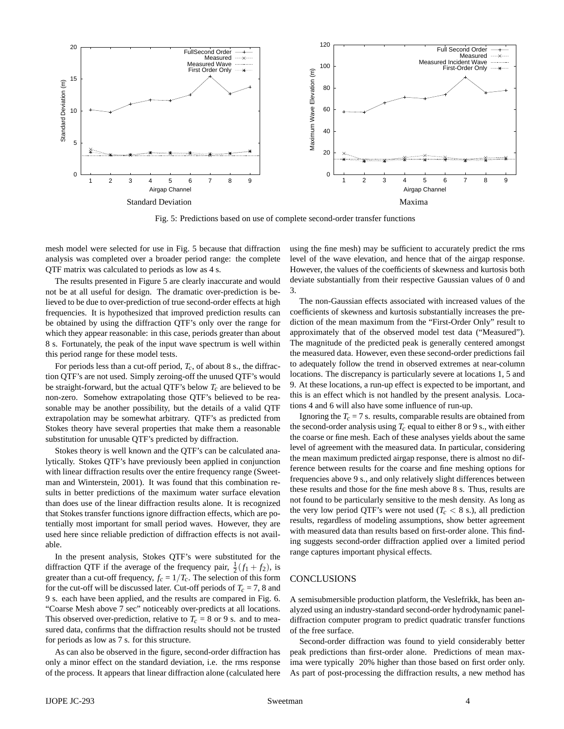Standard Deviation

Maxima

Fig. 5: Predictions based on use of complete second-order transfer functions

mesh model were selected for use in Fig. 5 because that diffraction analysis was completed over a broader period range: the complete QTF matrix was calculated to periods as low as 4 s.

The results presented in Figure 5 are clearly inaccurate and would not be at all useful for design. The dramatic over-prediction is believed to be due to over-prediction of true second-order effects at high frequencies. It is hypothesized that improved prediction results can be obtained by using the diffraction QTF's only over the range for which they appear reasonable: in this case, periods greater than about 8 s. Fortunately, the peak of the input wave spectrum is well within this period range for these model tests.

For periods less than a cut-off period, $T_c$, of about 8 s., the diffraction QTF's are not used. Simply zeroing-off the unused QTF's would be straight-forward, but the actual QTF's below $T_c$ are believed to be non-zero. Somehow extrapolating those QTF's believed to be reasonable may be another possibility, but the details of a valid QTF extrapolation may be somewhat arbitrary. QTF's as predicted from Stokes theory have several properties that make them a reasonable substitution for unusable QTF's predicted by diffraction.

Stokes theory is well known and the QTF's can be calculated analytically. Stokes QTF's have previously been applied in conjunction with linear diffraction results over the entire frequency range (Sweetman and Winterstein, 2001). It was found that this combination results in better predictions of the maximum water surface elevation than does use of the linear diffraction results alone. It is recognized that Stokes transfer functions ignore diffraction effects, which are potentially most important for small period waves. However, they are used here since reliable prediction of diffraction effects is not available.

In the present analysis, Stokes QTF's were substituted for the diffraction QTF if the average of the frequency pair, $\frac{1}{2}(f_1 + f_2)$, is greater than a cut-off frequency, $f_c = 1/T_c$. The selection of this form for the cut-off will be discussed later. Cut-off periods of $T_c = 7$, 8 and 9 s. each have been applied, and the results are compared in Fig. 6. "Coarse Mesh above 7 sec" noticeably over-predicts at all locations. This observed over-prediction, relative to $T_c = 8$ or 9 s. and to measured data, confirms that the diffraction results should not be trusted for periods as low as 7 s. for this structure.

As can also be observed in the figure, second-order diffraction has only a minor effect on the standard deviation, i.e. the rms response of the process. It appears that linear diffraction alone (calculated here using the fine mesh) may be sufficient to accurately predict the rms level of the wave elevation, and hence that of the airgap response. However, the values of the coefficients of skewness and kurtosis both deviate substantially from their respective Gaussian values of 0 and 3.

The non-Gaussian effects associated with increased values of the coefficients of skewness and kurtosis substantially increases the prediction of the mean maximum from the "First-Order Only" result to approximately that of the observed model test data ("Measured"). The magnitude of the predicted peak is generally centered amongst the measured data. However, even these second-order predictions fail to adequately follow the trend in observed extremes at near-column locations. The discrepancy is particularly severe at locations 1, 5 and 9. At these locations, a run-up effect is expected to be important, and this is an effect which is not handled by the present analysis. Locations 4 and 6 will also have some influence of run-up.

Ignoring the $T_c = 7$ s. results, comparable results are obtained from the second-order analysis using $T_c$ equal to either 8 or 9 s., with either the coarse or fine mesh. Each of these analyses yields about the same level of agreement with the measured data. In particular, considering the mean maximum predicted airgap response, there is almost no difference between results for the coarse and fine meshing options for frequencies above 9 s., and only relatively slight differences between these results and those for the fine mesh above 8 s. Thus, results are not found to be particularly sensitive to the mesh density. As long as the very low period QTF's were not used ($T_c < 8$ s.), all prediction results, regardless of modeling assumptions, show better agreement with measured data than results based on first-order alone. This finding suggests second-order diffraction applied over a limited period range captures important physical effects.

## CONCLUSIONS

A semisubmersible production platform, the Veslefrikk, has been analyzed using an industry-standard second-order hydrodynamic panel-diffraction computer program to predict quadratic transfer functions of the free surface.

Second-order diffraction was found to yield considerably better peak predictions than first-order alone. Predictions of mean maxima were typically 20% higher than those based on first order only. As part of post-processing the diffraction results, a new method has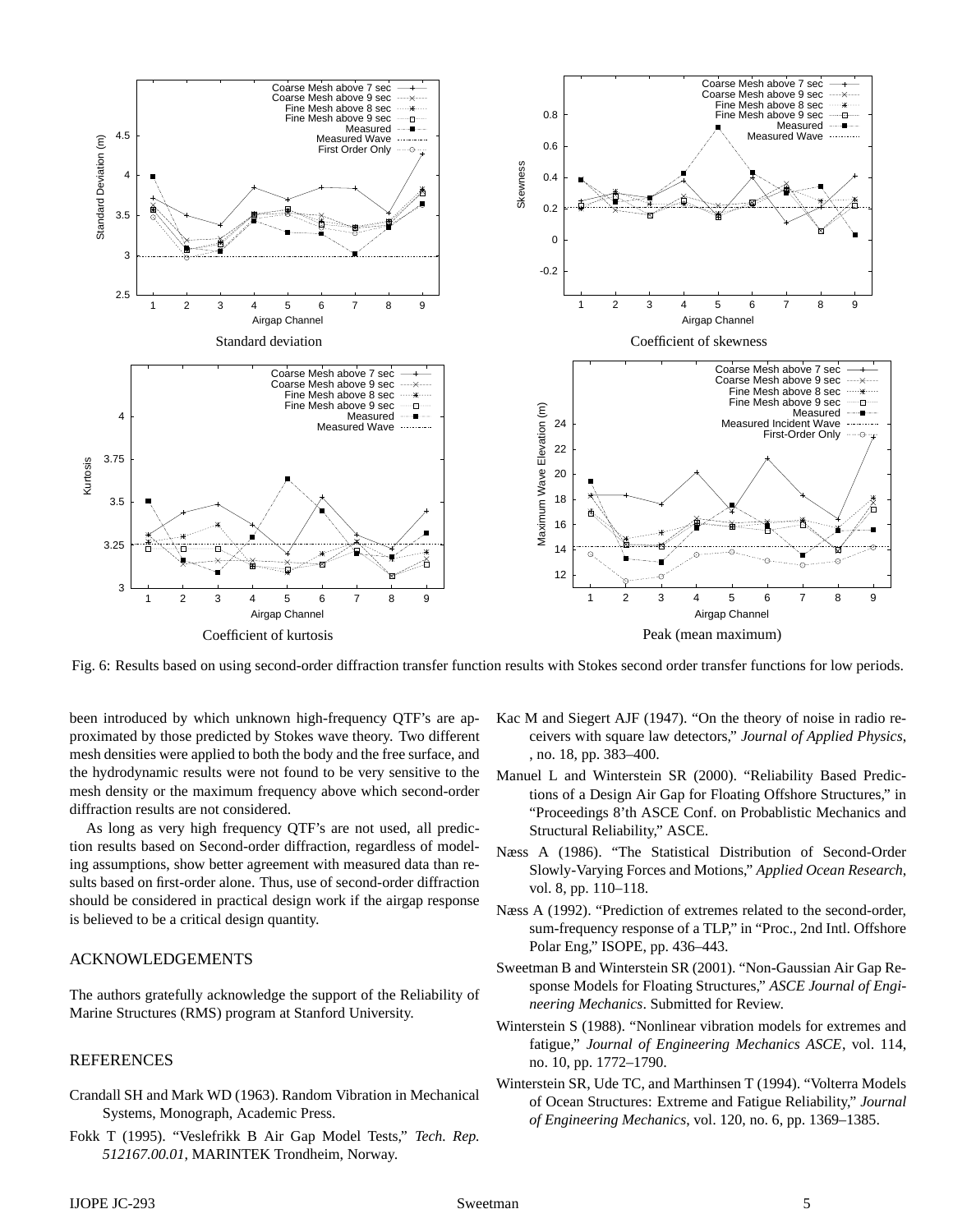Standard Deviation (m)
4.5
4
3.5
3
2.5
1 2 3 4 5 6 7 8 9
Airgap Channel
Coarse Mesh above 7 sec
Coarse Mesh above 9 sec
Fine Mesh above 8 sec
Fine Mesh above 9 sec
Measured
Measured Wave
First Order Only

Standard deviation

Skewness
0.8
0.6
0.4
0.2
0
-0.2
1 2 3 4 5 6 7 8 9
Airgap Channel
Coarse Mesh above 7 sec
Coarse Mesh above 9 sec
Fine Mesh above 8 sec
Fine Mesh above 9 sec
Measured
Measured Wave

Coefficient of skewness

Kurtosis
4
3.75
3.5
3.25
3
1 2 3 4 5 6 7 8 9
Airgap Channel
Coarse Mesh above 7 sec
Coarse Mesh above 9 sec
Fine Mesh above 8 sec
Fine Mesh above 9 sec
Measured
Measured Wave

Coefficient of kurtosis

Maximum Wave Elevation (m)
24
22
20
18
16
14
12
1 2 3 4 5 6 7 8 9
Airgap Channel
Coarse Mesh above 7 sec
Coarse Mesh above 9 sec
Fine Mesh above 8 sec
Fine Mesh above 9 sec
Measured
Measured Incident Wave
First-Order Only

Peak (mean maximum)

Fig. 6: Results based on using second-order diffraction transfer function results with Stokes second order transfer functions for low periods.

been introduced by which unknown high-frequency QTF's are approximated by those predicted by Stokes wave theory. Two different mesh densities were applied to both the body and the free surface, and the hydrodynamic results were not found to be very sensitive to the mesh density or the maximum frequency above which second-order diffraction results are not considered.

As long as very high frequency QTF's are not used, all prediction results based on Second-order diffraction, regardless of modeling assumptions, show better agreement with measured data than results based on first-order alone. Thus, use of second-order diffraction should be considered in practical design work if the airgap response is believed to be a critical design quantity.

## ACKNOWLEDGEMENTS

The authors gratefully acknowledge the support of the Reliability of Marine Structures (RMS) program at Stanford University.

## REFERENCES

Crandall SH and Mark WD (1963). Random Vibration in Mechanical Systems, Monograph, Academic Press.

Fokk T (1995). "Veslefrikk B Air Gap Model Tests," *Tech. Rep. 512167.00.01*, MARINTEK Trondheim, Norway.

Kac M and Siegert AJF (1947). "On the theory of noise in radio receivers with square law detectors," *Journal of Applied Physics*, , no. 18, pp. 383–400.

Manuel L and Winterstein SR (2000). "Reliability Based Predictions of a Design Air Gap for Floating Offshore Structures," in "Proceedings 8'th ASCE Conf. on Probablistic Mechanics and Structural Reliability," ASCE.

Næss A (1986). "The Statistical Distribution of Second-Order Slowly-Varying Forces and Motions," *Applied Ocean Research*, vol. 8, pp. 110–118.

Næss A (1992). "Prediction of extremes related to the second-order, sum-frequency response of a TLP," in "Proc., 2nd Intl. Offshore Polar Eng," ISOPE, pp. 436–443.

Sweetman B and Winterstein SR (2001). "Non-Gaussian Air Gap Response Models for Floating Structures," *ASCE Journal of Engineering Mechanics*. Submitted for Review.

Winterstein S (1988). "Nonlinear vibration models for extremes and fatigue," *Journal of Engineering Mechanics ASCE*, vol. 114, no. 10, pp. 1772–1790.

Winterstein SR, Ude TC, and Marthinsen T (1994). "Volterra Models of Ocean Structures: Extreme and Fatigue Reliability," *Journal of Engineering Mechanics*, vol. 120, no. 6, pp. 1369–1385.